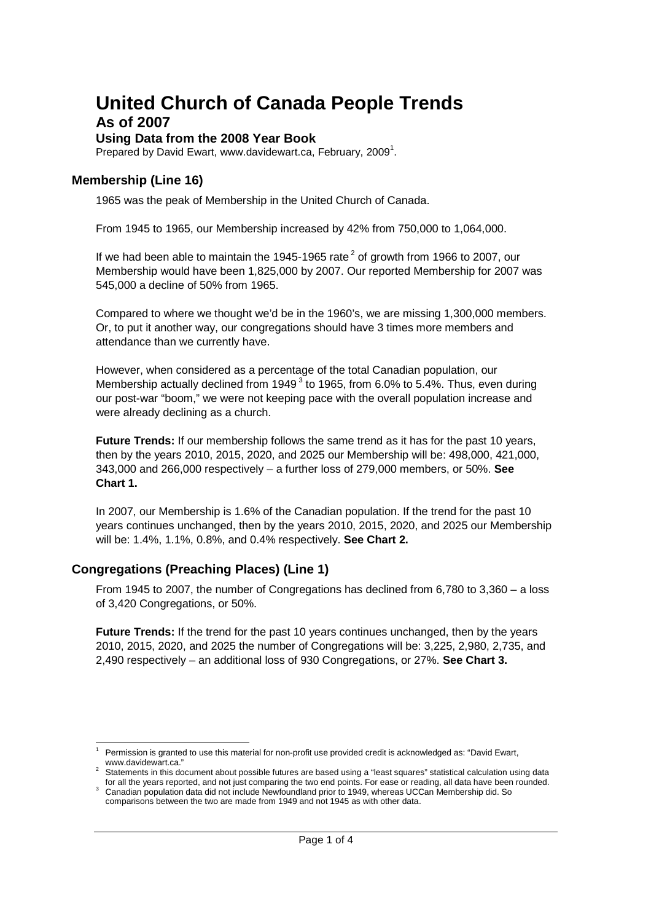# United Church of Canada People Trends

## As of 2007

### Using Data from the 2008 Year Book

Prepared by David Ewart, www.davidewart.ca, February, 2009[1].

### Membership (Line 16)

1965 was the peak of Membership in the United Church of Canada.

From 1945 to 1965, our Membership increased by 42% from 750,000 to 1,064,000.

If we had been able to maintain the 1945-1965 rate[2] of growth from 1966 to 2007, our Membership would have been 1,825,000 by 2007. Our reported Membership for 2007 was 545,000 a decline of 50% from 1965.

Compared to where we thought we'd be in the 1960's, we are missing 1,300,000 members. Or, to put it another way, our congregations should have 3 times more members and attendance than we currently have.

However, when considered as a percentage of the total Canadian population, our Membership actually declined from 1949[3] to 1965, from 6.0% to 5.4%. Thus, even during our post-war "boom," we were not keeping pace with the overall population increase and were already declining as a church.

**Future Trends:** If our membership follows the same trend as it has for the past 10 years, then by the years 2010, 2015, 2020, and 2025 our Membership will be: 498,000, 421,000, 343,000 and 266,000 respectively – a further loss of 279,000 members, or 50%. **See Chart 1.**

In 2007, our Membership is 1.6% of the Canadian population. If the trend for the past 10 years continues unchanged, then by the years 2010, 2015, 2020, and 2025 our Membership will be: 1.4%, 1.1%, 0.8%, and 0.4% respectively. **See Chart 2.**

### Congregations (Preaching Places) (Line 1)

From 1945 to 2007, the number of Congregations has declined from 6,780 to 3,360 – a loss of 3,420 Congregations, or 50%.

**Future Trends:** If the trend for the past 10 years continues unchanged, then by the years 2010, 2015, 2020, and 2025 the number of Congregations will be: 3,225, 2,980, 2,735, and 2,490 respectively – an additional loss of 930 Congregations, or 27%. **See Chart 3.**

---

[1] Permission is granted to use this material for non-profit use provided credit is acknowledged as: "David Ewart, www.davidewart.ca."

[2] Statements in this document about possible futures are based using a "least squares" statistical calculation using data for all the years reported, and not just comparing the two end points. For ease or reading, all data have been rounded.

[3] Canadian population data did not include Newfoundland prior to 1949, whereas UCCan Membership did. So comparisons between the two are made from 1949 and not 1945 as with other data.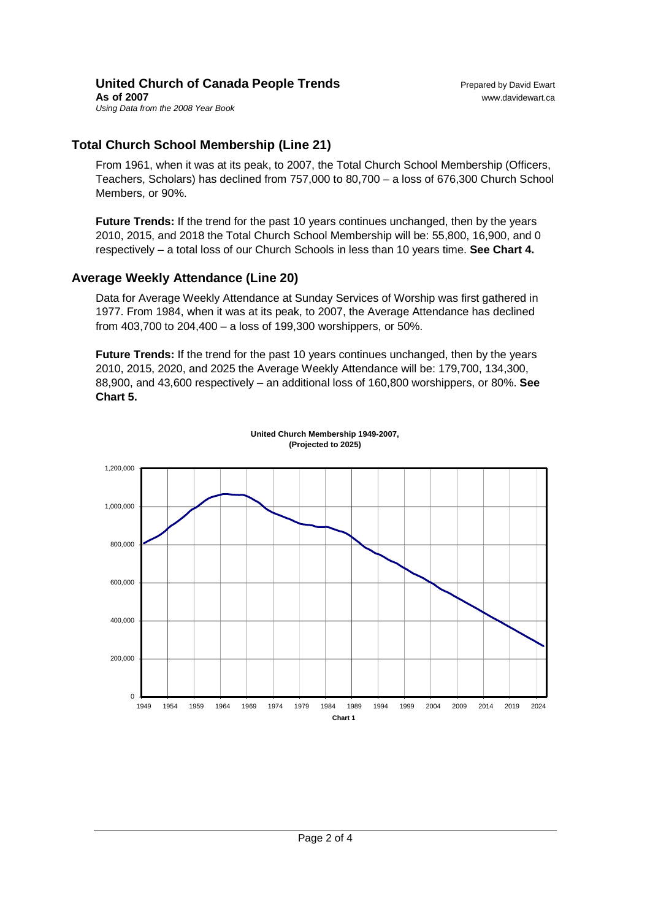## Total Church School Membership (Line 21)

From 1961, when it was at its peak, to 2007, the Total Church School Membership (Officers, Teachers, Scholars) has declined from 757,000 to 80,700 – a loss of 676,300 Church School Members, or 90%.

**Future Trends:** If the trend for the past 10 years continues unchanged, then by the years 2010, 2015, and 2018 the Total Church School Membership will be: 55,800, 16,900, and 0 respectively – a total loss of our Church Schools in less than 10 years time. **See Chart 4.**

## Average Weekly Attendance (Line 20)

Data for Average Weekly Attendance at Sunday Services of Worship was first gathered in 1977. From 1984, when it was at its peak, to 2007, the Average Attendance has declined from 403,700 to 204,400 – a loss of 199,300 worshippers, or 50%.

**Future Trends:** If the trend for the past 10 years continues unchanged, then by the years 2010, 2015, 2020, and 2025 the Average Weekly Attendance will be: 179,700, 134,300, 88,900, and 43,600 respectively – an additional loss of 160,800 worshippers, or 80%. **See Chart 5.**

**United Church Membership 1949-2007, (Projected to 2025)**

Chart 1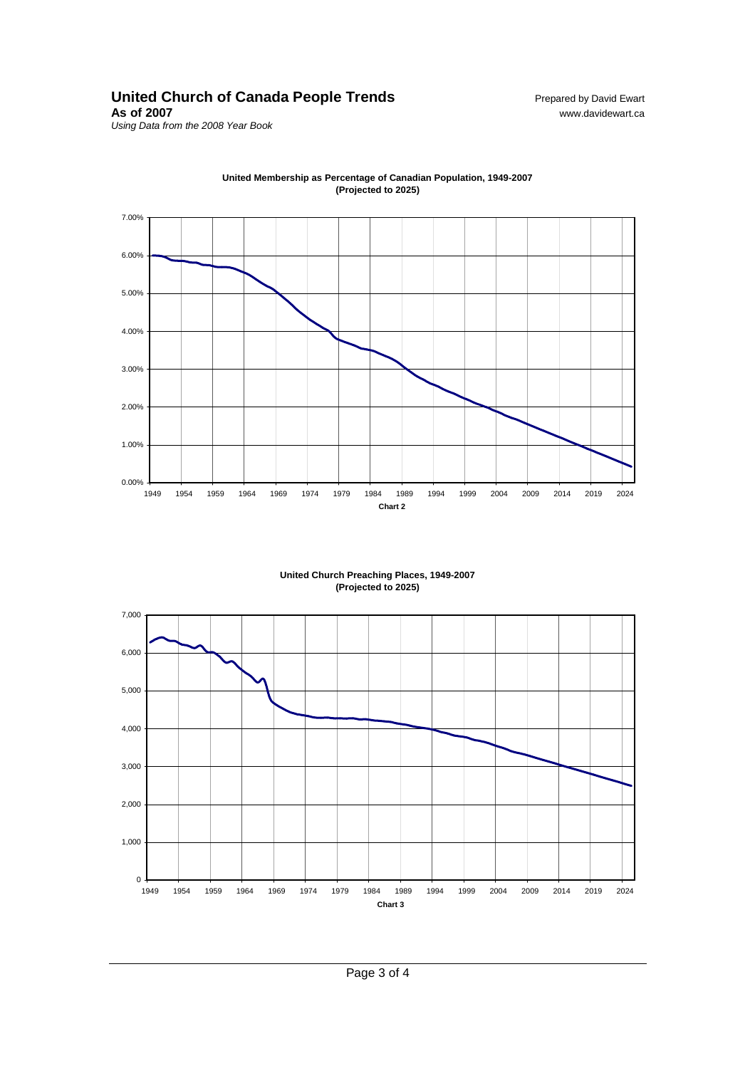# United Church of Canada People Trends

**As of 2007**

*Using Data from the 2008 Year Book*

Prepared by David Ewart
www.davidewart.ca

**United Membership as Percentage of Canadian Population, 1949-2007 (Projected to 2025)**

**Chart 2**

**United Church Preaching Places, 1949-2007 (Projected to 2025)**

**Chart 3**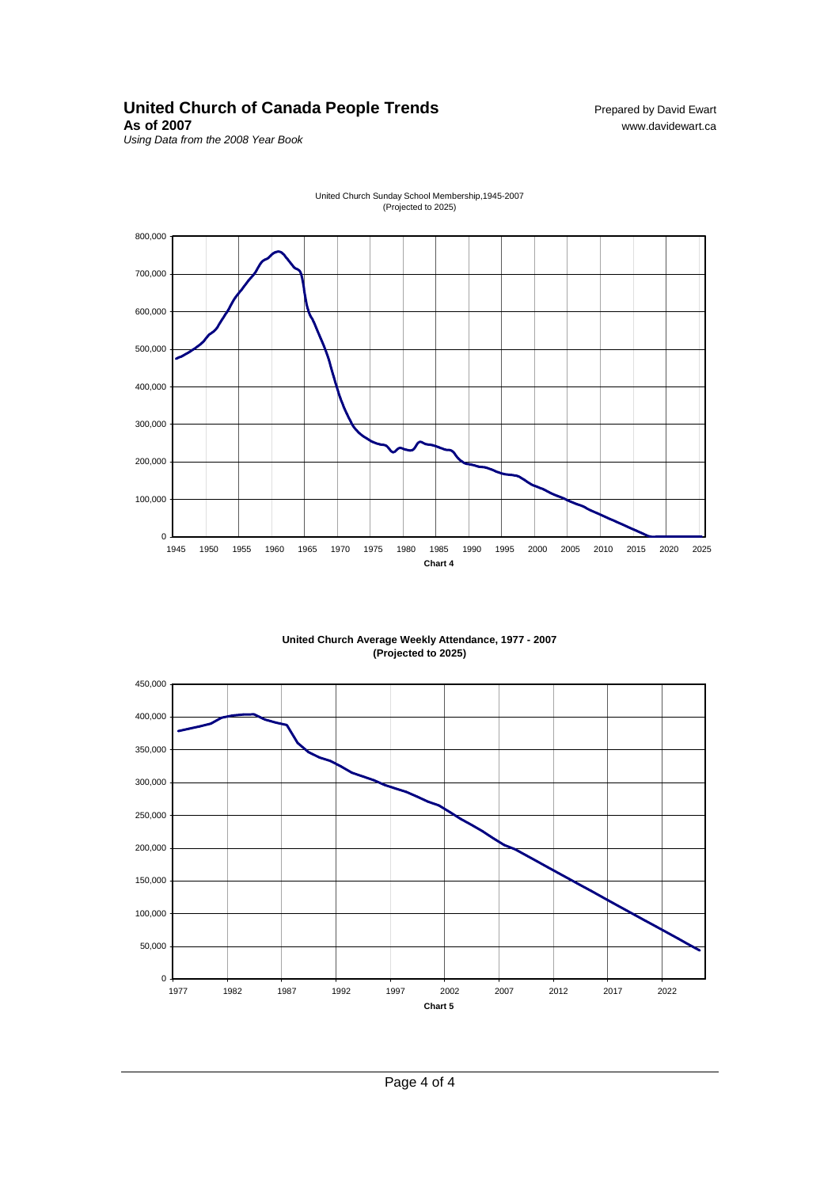# United Church of Canada People Trends

**As of 2007**

*Using Data from the 2008 Year Book*

Prepared by David Ewart
www.davidewart.ca

United Church Sunday School Membership,1945-2007
(Projected to 2025)

800,000
700,000
600,000
500,000
400,000
300,000
200,000
100,000
0

1945 1950 1955 1960 1965 1970 1975 1980 1985 1990 1995 2000 2005 2010 2015 2020 2025

**Chart 4**

**United Church Average Weekly Attendance, 1977 - 2007**
**(Projected to 2025)**

450,000
400,000
350,000
300,000
250,000
200,000
150,000
100,000
50,000
0

1977 1982 1987 1992 1997 2002 2007 2012 2017 2022

**Chart 5**